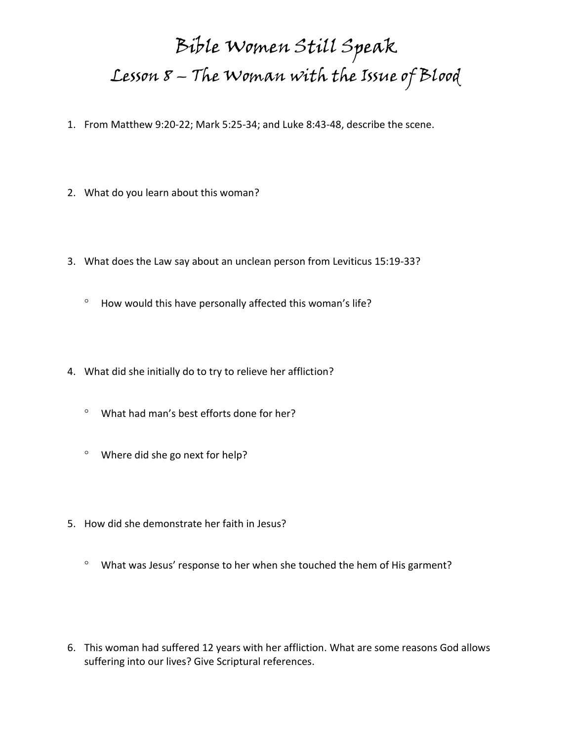# Bible Women Still Speak
## Lesson 8 – The Woman with the Issue of Blood

1. From Matthew 9:20-22; Mark 5:25-34; and Luke 8:43-48, describe the scene.

2. What do you learn about this woman?

3. What does the Law say about an unclean person from Leviticus 15:19-33?

   - How would this have personally affected this woman's life?

4. What did she initially do to try to relieve her affliction?

   - What had man's best efforts done for her?

   - Where did she go next for help?

5. How did she demonstrate her faith in Jesus?

   - What was Jesus' response to her when she touched the hem of His garment?

6. This woman had suffered 12 years with her affliction. What are some reasons God allows suffering into our lives? Give Scriptural references.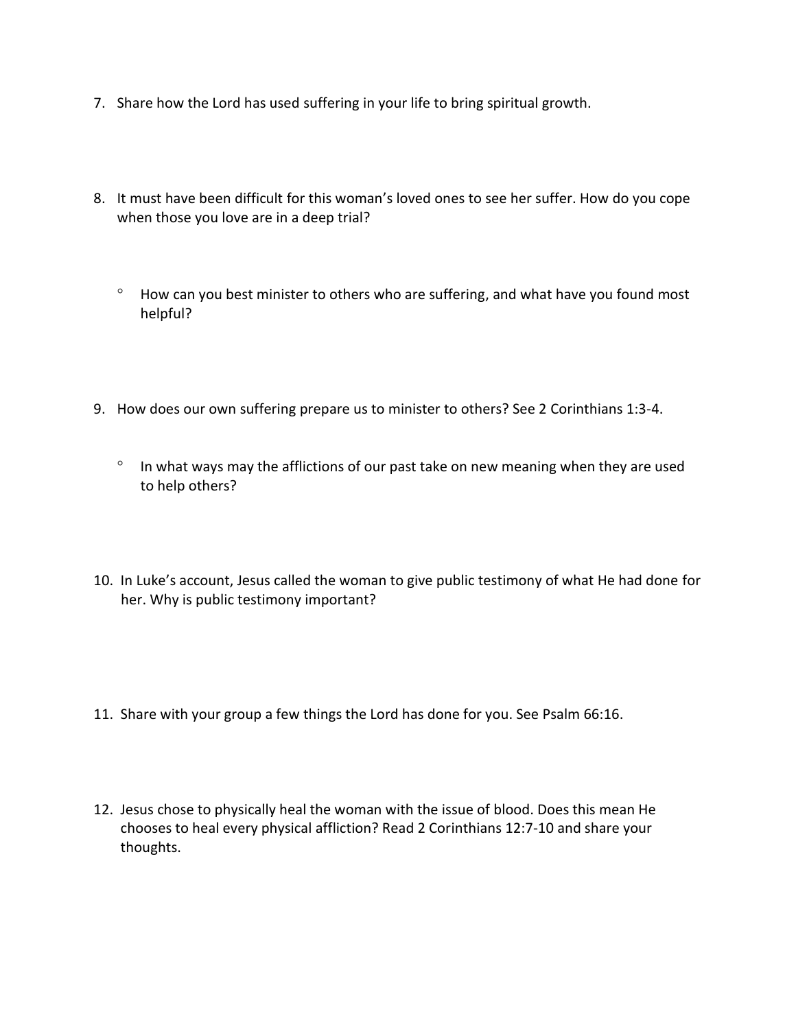7. Share how the Lord has used suffering in your life to bring spiritual growth.

8. It must have been difficult for this woman's loved ones to see her suffer. How do you cope when those you love are in a deep trial?

   - How can you best minister to others who are suffering, and what have you found most helpful?

9. How does our own suffering prepare us to minister to others? See 2 Corinthians 1:3-4.

   - In what ways may the afflictions of our past take on new meaning when they are used to help others?

10. In Luke's account, Jesus called the woman to give public testimony of what He had done for her. Why is public testimony important?

11. Share with your group a few things the Lord has done for you. See Psalm 66:16.

12. Jesus chose to physically heal the woman with the issue of blood. Does this mean He chooses to heal every physical affliction? Read 2 Corinthians 12:7-10 and share your thoughts.